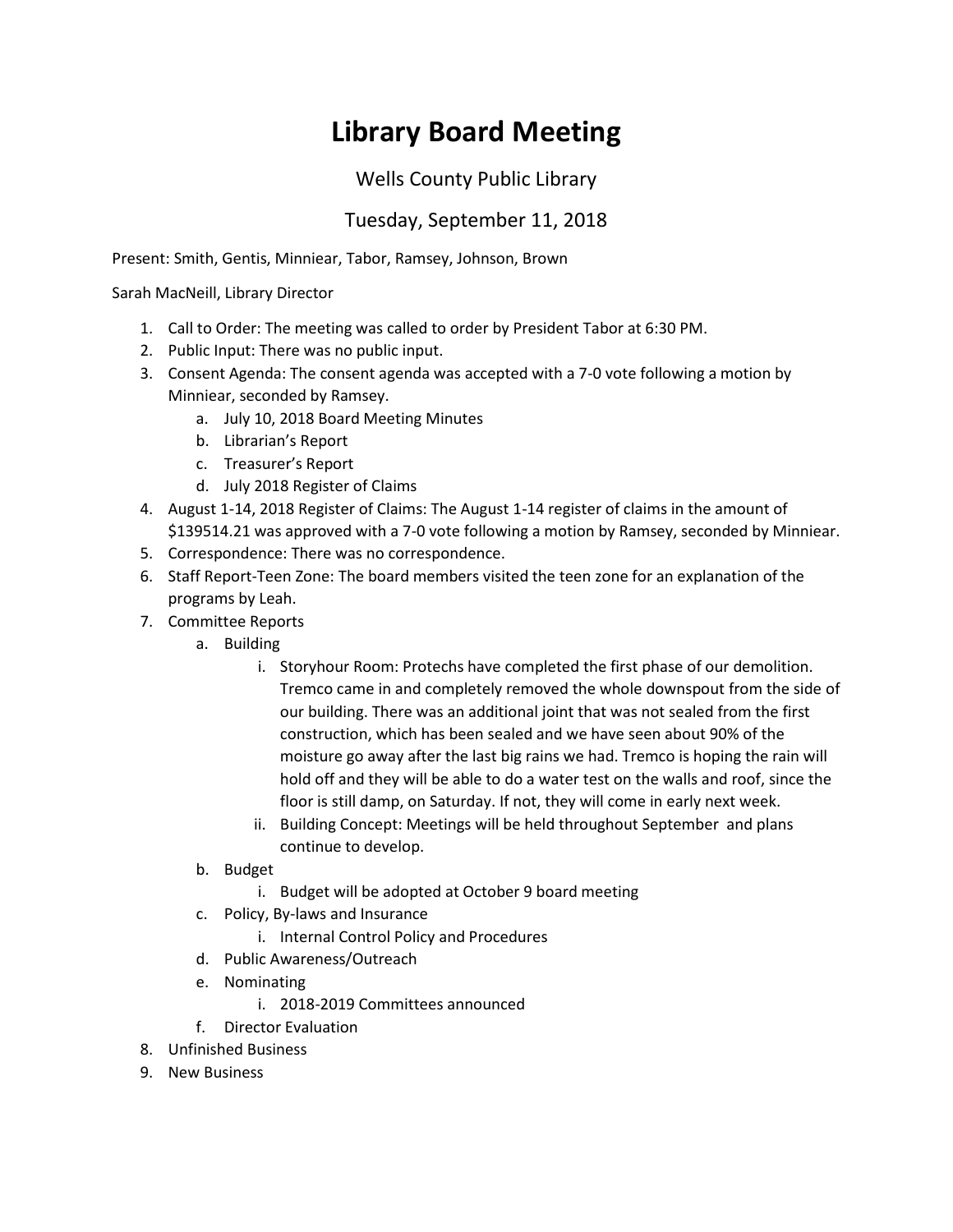# Library Board Meeting

Wells County Public Library

Tuesday, September 11, 2018

Present: Smith, Gentis, Minniear, Tabor, Ramsey, Johnson, Brown

Sarah MacNeill, Library Director

1. Call to Order: The meeting was called to order by President Tabor at 6:30 PM.
2. Public Input: There was no public input.
3. Consent Agenda: The consent agenda was accepted with a 7-0 vote following a motion by Minniear, seconded by Ramsey.
    a. July 10, 2018 Board Meeting Minutes
    b. Librarian's Report
    c. Treasurer's Report
    d. July 2018 Register of Claims
4. August 1-14, 2018 Register of Claims: The August 1-14 register of claims in the amount of $139514.21 was approved with a 7-0 vote following a motion by Ramsey, seconded by Minniear.
5. Correspondence: There was no correspondence.
6. Staff Report-Teen Zone: The board members visited the teen zone for an explanation of the programs by Leah.
7. Committee Reports
    a. Building
        i. Storyhour Room: Protechs have completed the first phase of our demolition. Tremco came in and completely removed the whole downspout from the side of our building. There was an additional joint that was not sealed from the first construction, which has been sealed and we have seen about 90% of the moisture go away after the last big rains we had. Tremco is hoping the rain will hold off and they will be able to do a water test on the walls and roof, since the floor is still damp, on Saturday. If not, they will come in early next week.
        ii. Building Concept: Meetings will be held throughout September and plans continue to develop.
    b. Budget
        i. Budget will be adopted at October 9 board meeting
    c. Policy, By-laws and Insurance
        i. Internal Control Policy and Procedures
    d. Public Awareness/Outreach
    e. Nominating
        i. 2018-2019 Committees announced
    f. Director Evaluation
8. Unfinished Business
9. New Business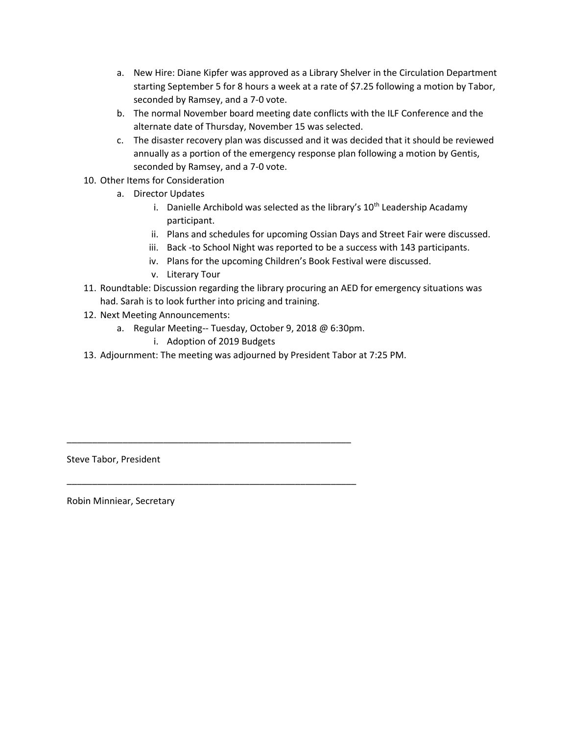a. New Hire: Diane Kipfer was approved as a Library Shelver in the Circulation Department starting September 5 for 8 hours a week at a rate of $7.25 following a motion by Tabor, seconded by Ramsey, and a 7-0 vote.
   b. The normal November board meeting date conflicts with the ILF Conference and the alternate date of Thursday, November 15 was selected.
   c. The disaster recovery plan was discussed and it was decided that it should be reviewed annually as a portion of the emergency response plan following a motion by Gentis, seconded by Ramsey, and a 7-0 vote.

10. Other Items for Consideration
    a. Director Updates
       i. Danielle Archibold was selected as the library's 10th Leadership Acadamy participant.
       ii. Plans and schedules for upcoming Ossian Days and Street Fair were discussed.
       iii. Back -to School Night was reported to be a success with 143 participants.
       iv. Plans for the upcoming Children's Book Festival were discussed.
       v. Literary Tour
11. Roundtable: Discussion regarding the library procuring an AED for emergency situations was had. Sarah is to look further into pricing and training.
12. Next Meeting Announcements:
    a. Regular Meeting-- Tuesday, October 9, 2018 @ 6:30pm.
       i. Adoption of 2019 Budgets
13. Adjournment: The meeting was adjourned by President Tabor at 7:25 PM.

\_\_\_\_\_\_\_\_\_\_\_\_\_\_\_\_\_\_\_\_\_\_\_\_\_\_\_\_\_\_\_\_\_\_\_\_\_\_\_\_\_\_\_\_\_\_\_\_\_\_\_\_\_\_

Steve Tabor, President

\_\_\_\_\_\_\_\_\_\_\_\_\_\_\_\_\_\_\_\_\_\_\_\_\_\_\_\_\_\_\_\_\_\_\_\_\_\_\_\_\_\_\_\_\_\_\_\_\_\_\_\_\_\_

Robin Minniear, Secretary